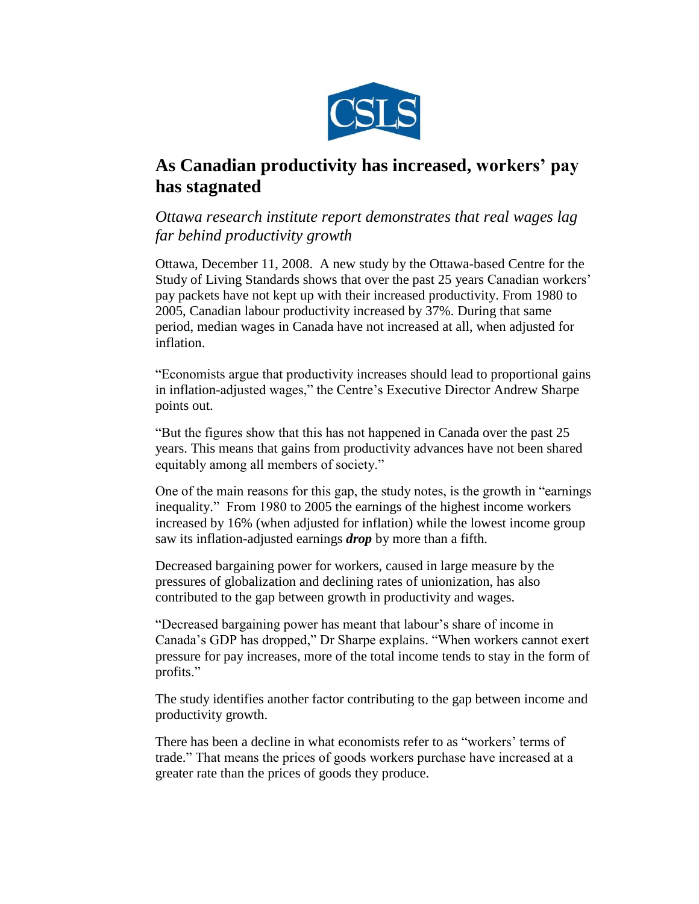CSLS

# As Canadian productivity has increased, workers' pay has stagnated

*Ottawa research institute report demonstrates that real wages lag far behind productivity growth*

Ottawa, December 11, 2008. A new study by the Ottawa-based Centre for the Study of Living Standards shows that over the past 25 years Canadian workers' pay packets have not kept up with their increased productivity. From 1980 to 2005, Canadian labour productivity increased by 37%. During that same period, median wages in Canada have not increased at all, when adjusted for inflation.

"Economists argue that productivity increases should lead to proportional gains in inflation-adjusted wages," the Centre's Executive Director Andrew Sharpe points out.

"But the figures show that this has not happened in Canada over the past 25 years. This means that gains from productivity advances have not been shared equitably among all members of society."

One of the main reasons for this gap, the study notes, is the growth in "earnings inequality." From 1980 to 2005 the earnings of the highest income workers increased by 16% (when adjusted for inflation) while the lowest income group saw its inflation-adjusted earnings ***drop*** by more than a fifth.

Decreased bargaining power for workers, caused in large measure by the pressures of globalization and declining rates of unionization, has also contributed to the gap between growth in productivity and wages.

"Decreased bargaining power has meant that labour's share of income in Canada's GDP has dropped," Dr Sharpe explains. "When workers cannot exert pressure for pay increases, more of the total income tends to stay in the form of profits."

The study identifies another factor contributing to the gap between income and productivity growth.

There has been a decline in what economists refer to as "workers' terms of trade." That means the prices of goods workers purchase have increased at a greater rate than the prices of goods they produce.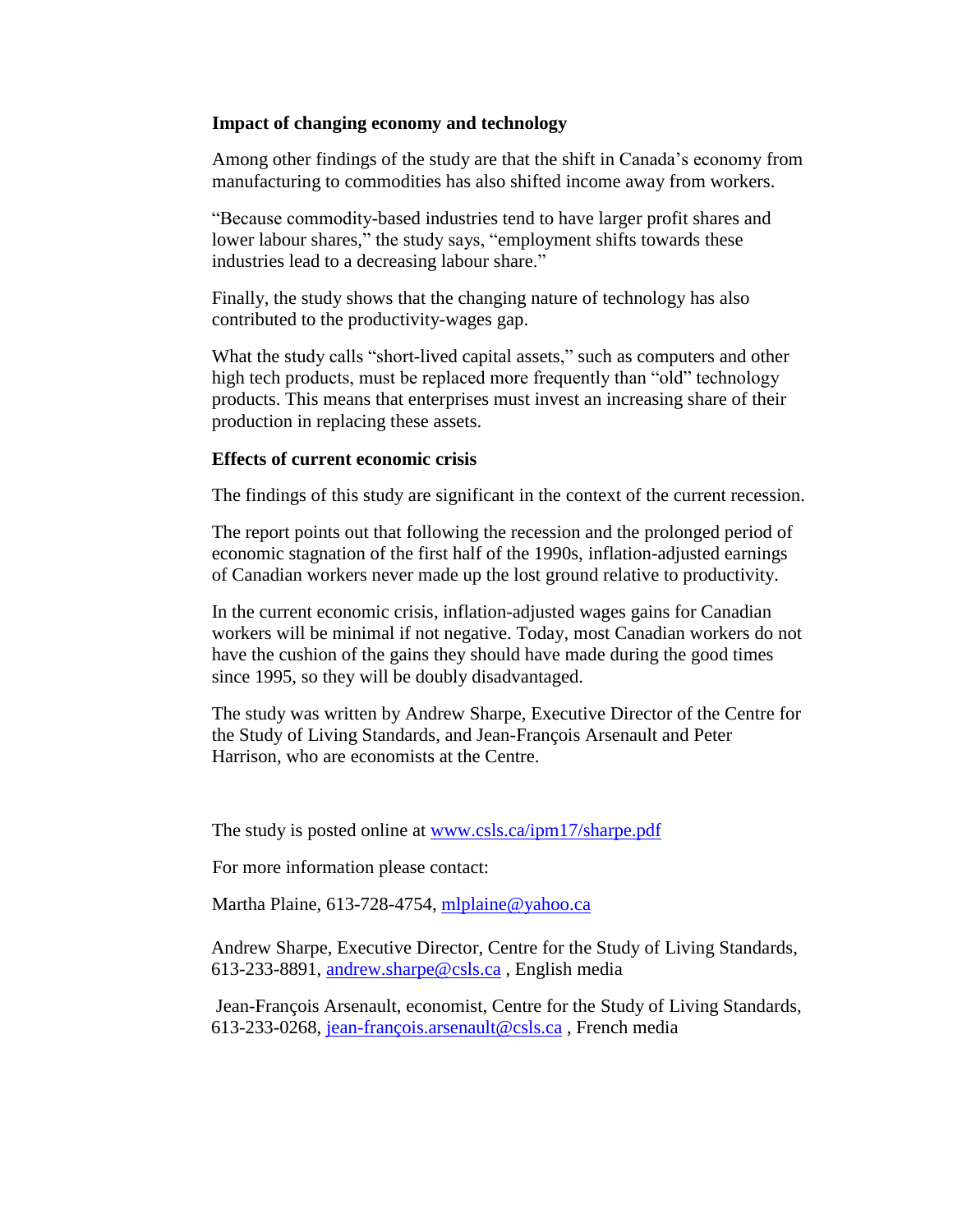**Impact of changing economy and technology**

Among other findings of the study are that the shift in Canada's economy from manufacturing to commodities has also shifted income away from workers.

"Because commodity-based industries tend to have larger profit shares and lower labour shares," the study says, "employment shifts towards these industries lead to a decreasing labour share."

Finally, the study shows that the changing nature of technology has also contributed to the productivity-wages gap.

What the study calls "short-lived capital assets," such as computers and other high tech products, must be replaced more frequently than "old" technology products. This means that enterprises must invest an increasing share of their production in replacing these assets.

**Effects of current economic crisis**

The findings of this study are significant in the context of the current recession.

The report points out that following the recession and the prolonged period of economic stagnation of the first half of the 1990s, inflation-adjusted earnings of Canadian workers never made up the lost ground relative to productivity.

In the current economic crisis, inflation-adjusted wages gains for Canadian workers will be minimal if not negative. Today, most Canadian workers do not have the cushion of the gains they should have made during the good times since 1995, so they will be doubly disadvantaged.

The study was written by Andrew Sharpe, Executive Director of the Centre for the Study of Living Standards, and Jean-François Arsenault and Peter Harrison, who are economists at the Centre.

The study is posted online at [www.csls.ca/ipm17/sharpe.pdf](www.csls.ca/ipm17/sharpe.pdf)

For more information please contact:

Martha Plaine, 613-728-4754, [mlplaine@yahoo.ca](mailto:mlplaine@yahoo.ca)

Andrew Sharpe, Executive Director, Centre for the Study of Living Standards, 613-233-8891, [andrew.sharpe@csls.ca](mailto:andrew.sharpe@csls.ca) , English media

Jean-François Arsenault, economist, Centre for the Study of Living Standards, 613-233-0268, [jean-françois.arsenault@csls.ca](mailto:jean-françois.arsenault@csls.ca) , French media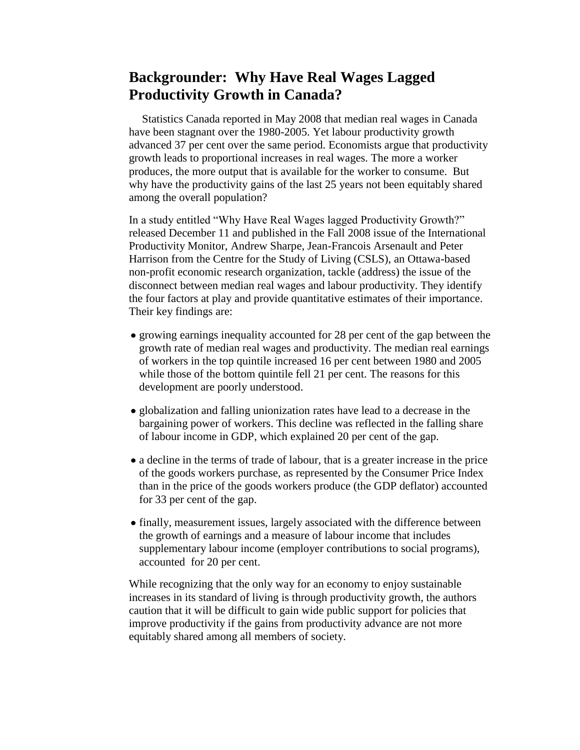# Backgrounder: Why Have Real Wages Lagged Productivity Growth in Canada?

Statistics Canada reported in May 2008 that median real wages in Canada have been stagnant over the 1980-2005. Yet labour productivity growth advanced 37 per cent over the same period. Economists argue that productivity growth leads to proportional increases in real wages. The more a worker produces, the more output that is available for the worker to consume. But why have the productivity gains of the last 25 years not been equitably shared among the overall population?

In a study entitled "Why Have Real Wages lagged Productivity Growth?" released December 11 and published in the Fall 2008 issue of the International Productivity Monitor, Andrew Sharpe, Jean-Francois Arsenault and Peter Harrison from the Centre for the Study of Living (CSLS), an Ottawa-based non-profit economic research organization, tackle (address) the issue of the disconnect between median real wages and labour productivity. They identify the four factors at play and provide quantitative estimates of their importance. Their key findings are:

- growing earnings inequality accounted for 28 per cent of the gap between the growth rate of median real wages and productivity. The median real earnings of workers in the top quintile increased 16 per cent between 1980 and 2005 while those of the bottom quintile fell 21 per cent. The reasons for this development are poorly understood.
- globalization and falling unionization rates have lead to a decrease in the bargaining power of workers. This decline was reflected in the falling share of labour income in GDP, which explained 20 per cent of the gap.
- a decline in the terms of trade of labour, that is a greater increase in the price of the goods workers purchase, as represented by the Consumer Price Index than in the price of the goods workers produce (the GDP deflator) accounted for 33 per cent of the gap.
- finally, measurement issues, largely associated with the difference between the growth of earnings and a measure of labour income that includes supplementary labour income (employer contributions to social programs), accounted for 20 per cent.

While recognizing that the only way for an economy to enjoy sustainable increases in its standard of living is through productivity growth, the authors caution that it will be difficult to gain wide public support for policies that improve productivity if the gains from productivity advance are not more equitably shared among all members of society.